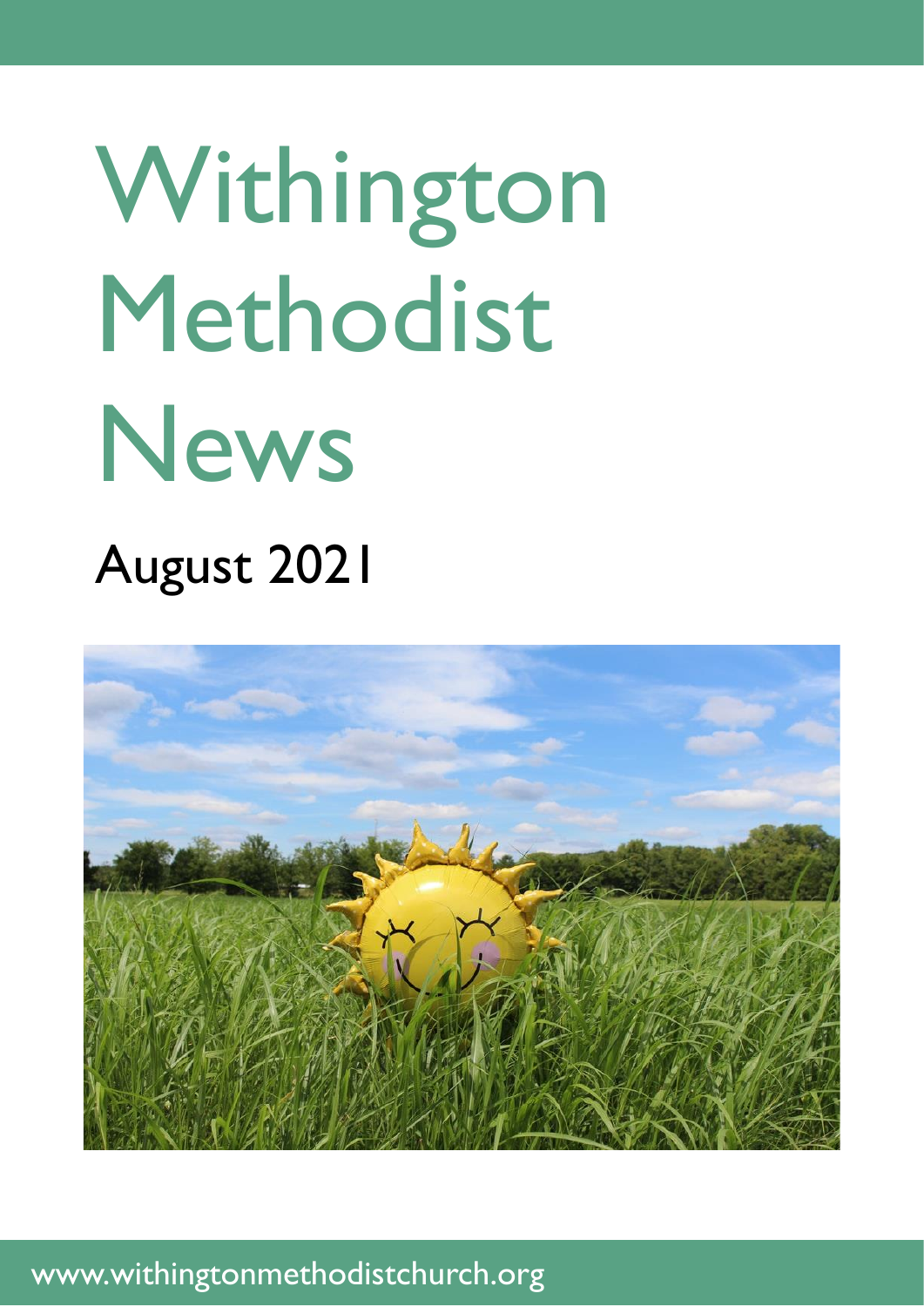# Withington Methodist News

## August 2021

www.withingtonmethodistchurch.org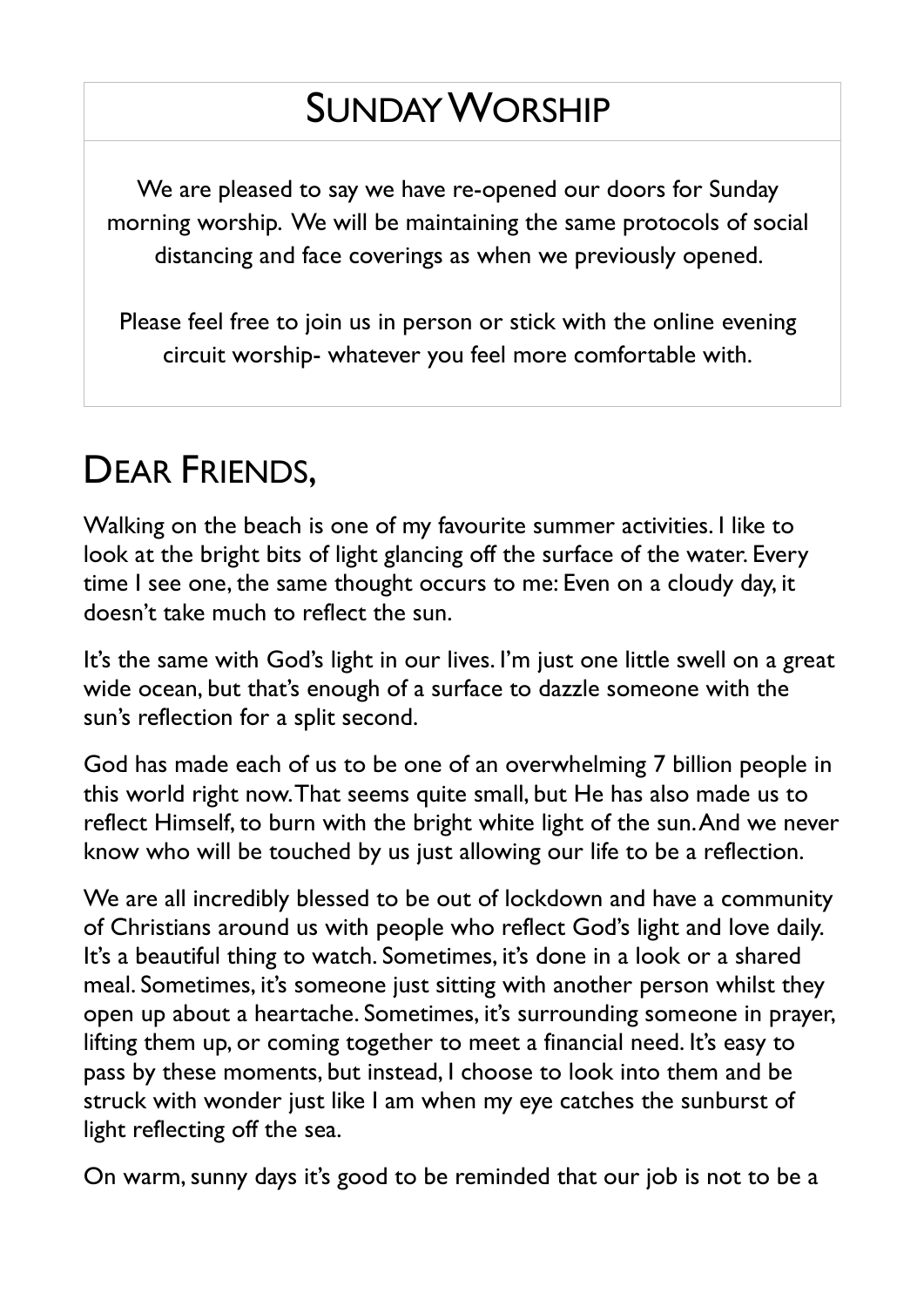## Sunday Worship

We are pleased to say we have re-opened our doors for Sunday morning worship. We will be maintaining the same protocols of social distancing and face coverings as when we previously opened.

Please feel free to join us in person or stick with the online evening circuit worship- whatever you feel more comfortable with.

## Dear Friends,

Walking on the beach is one of my favourite summer activities. I like to look at the bright bits of light glancing off the surface of the water. Every time I see one, the same thought occurs to me: Even on a cloudy day, it doesn't take much to reflect the sun.

It's the same with God's light in our lives. I'm just one little swell on a great wide ocean, but that's enough of a surface to dazzle someone with the sun's reflection for a split second.

God has made each of us to be one of an overwhelming 7 billion people in this world right now. That seems quite small, but He has also made us to reflect Himself, to burn with the bright white light of the sun. And we never know who will be touched by us just allowing our life to be a reflection.

We are all incredibly blessed to be out of lockdown and have a community of Christians around us with people who reflect God's light and love daily. It's a beautiful thing to watch. Sometimes, it's done in a look or a shared meal. Sometimes, it's someone just sitting with another person whilst they open up about a heartache. Sometimes, it's surrounding someone in prayer, lifting them up, or coming together to meet a financial need. It's easy to pass by these moments, but instead, I choose to look into them and be struck with wonder just like I am when my eye catches the sunburst of light reflecting off the sea.

On warm, sunny days it's good to be reminded that our job is not to be a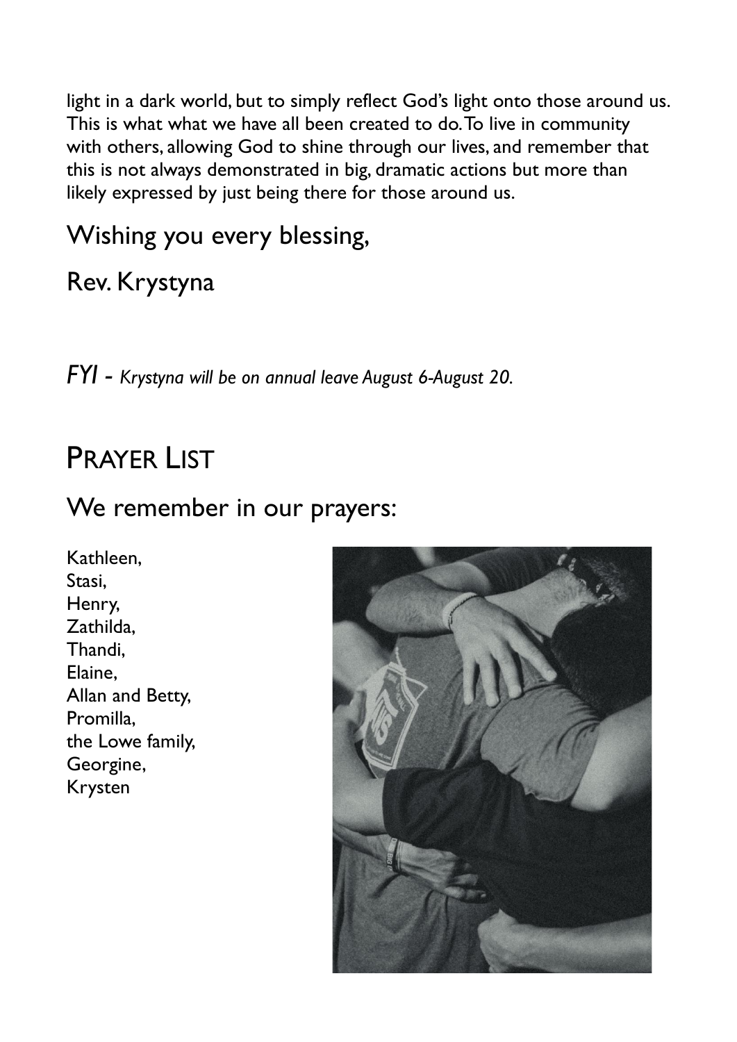light in a dark world, but to simply reflect God's light onto those around us. This is what what we have all been created to do. To live in community with others, allowing God to shine through our lives, and remember that this is not always demonstrated in big, dramatic actions but more than likely expressed by just being there for those around us.

Wishing you every blessing,

Rev. Krystyna

*FYI - Krystyna will be on annual leave August 6-August 20.*

## Prayer List

We remember in our prayers:

Kathleen,
Stasi,
Henry,
Zathilda,
Thandi,
Elaine,
Allan and Betty,
Promilla,
the Lowe family,
Georgine,
Krysten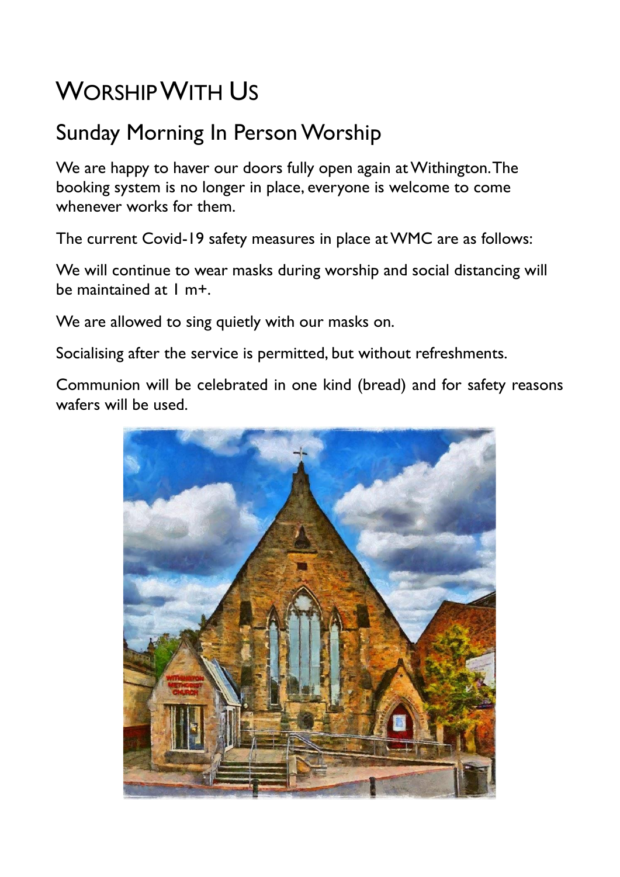# Worship With Us

## Sunday Morning In Person Worship

We are happy to haver our doors fully open again at Withington. The booking system is no longer in place, everyone is welcome to come whenever works for them.

The current Covid-19 safety measures in place at WMC are as follows:

We will continue to wear masks during worship and social distancing will be maintained at 1 m+.

We are allowed to sing quietly with our masks on.

Socialising after the service is permitted, but without refreshments.

Communion will be celebrated in one kind (bread) and for safety reasons wafers will be used.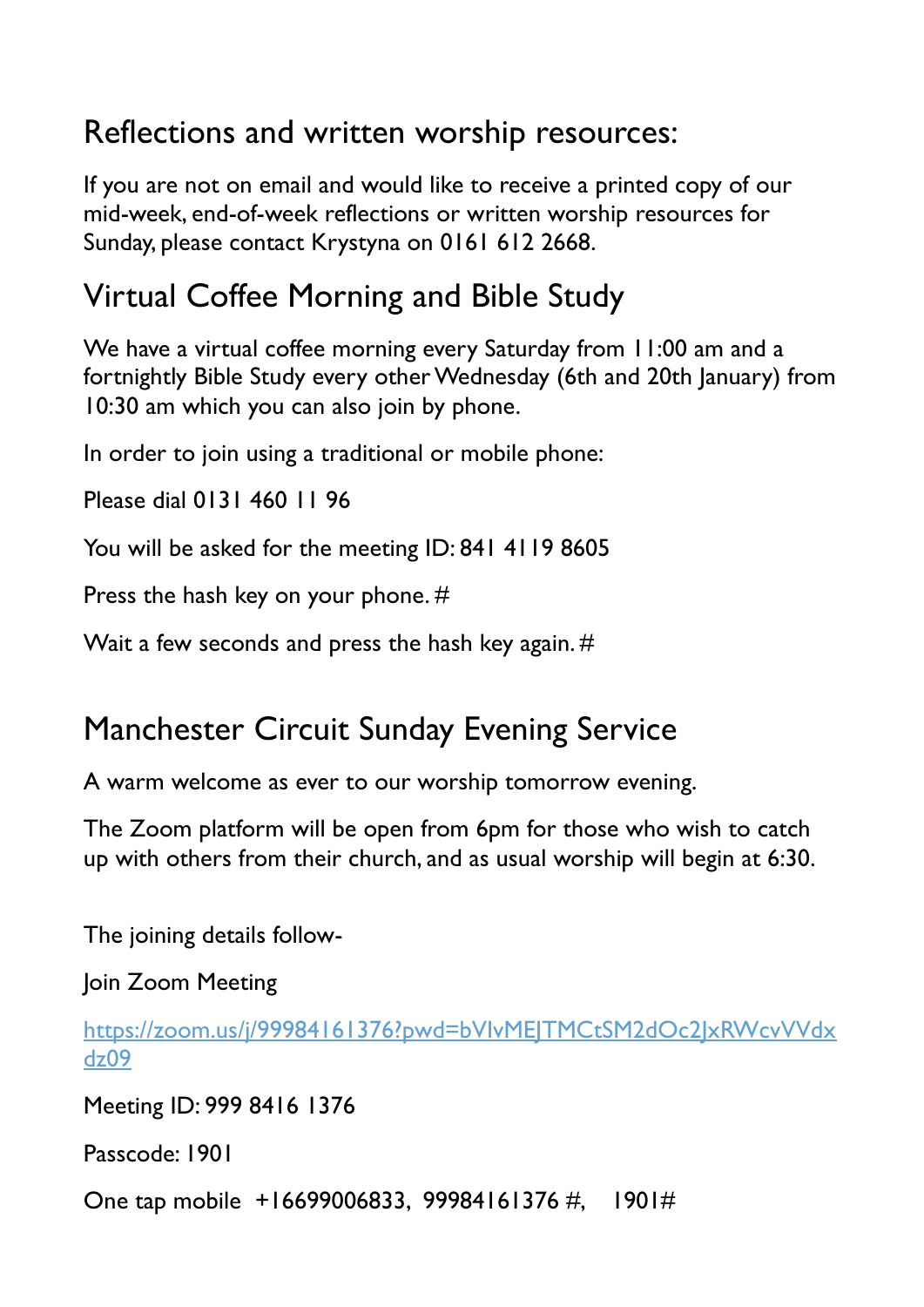## Reflections and written worship resources:

If you are not on email and would like to receive a printed copy of our mid-week, end-of-week reflections or written worship resources for Sunday, please contact Krystyna on 0161 612 2668.

## Virtual Coffee Morning and Bible Study

We have a virtual coffee morning every Saturday from 11:00 am and a fortnightly Bible Study every other Wednesday (6th and 20th January) from 10:30 am which you can also join by phone.

In order to join using a traditional or mobile phone:

Please dial 0131 460 11 96

You will be asked for the meeting ID: 841 4119 8605

Press the hash key on your phone. #

Wait a few seconds and press the hash key again. #

## Manchester Circuit Sunday Evening Service

A warm welcome as ever to our worship tomorrow evening.

The Zoom platform will be open from 6pm for those who wish to catch up with others from their church, and as usual worship will begin at 6:30.

The joining details follow-

Join Zoom Meeting

https://zoom.us/j/99984161376?pwd=bVIvMEJTMCtSM2dOc2JxRWcvVVdxdz09

Meeting ID: 999 8416 1376

Passcode: 1901

One tap mobile +16699006833, 99984161376 #, 1901#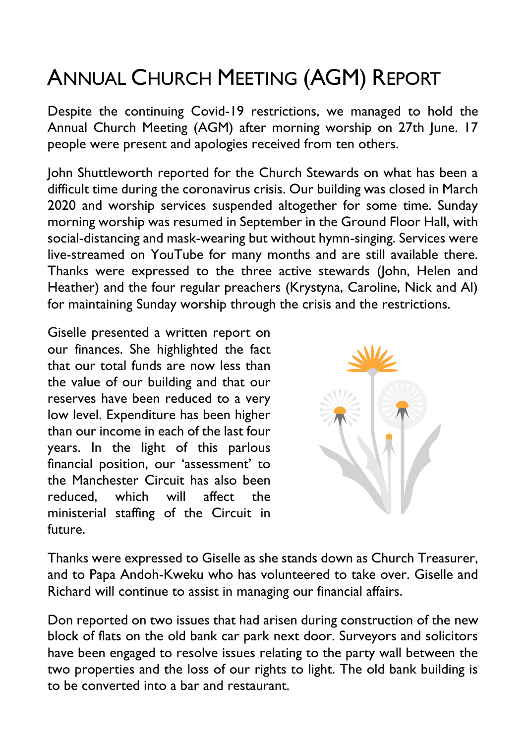# Annual Church Meeting (AGM) Report

Despite the continuing Covid-19 restrictions, we managed to hold the Annual Church Meeting (AGM) after morning worship on 27th June. 17 people were present and apologies received from ten others.

John Shuttleworth reported for the Church Stewards on what has been a difficult time during the coronavirus crisis. Our building was closed in March 2020 and worship services suspended altogether for some time. Sunday morning worship was resumed in September in the Ground Floor Hall, with social-distancing and mask-wearing but without hymn-singing. Services were live-streamed on YouTube for many months and are still available there. Thanks were expressed to the three active stewards (John, Helen and Heather) and the four regular preachers (Krystyna, Caroline, Nick and Al) for maintaining Sunday worship through the crisis and the restrictions.

Giselle presented a written report on our finances. She highlighted the fact that our total funds are now less than the value of our building and that our reserves have been reduced to a very low level. Expenditure has been higher than our income in each of the last four years. In the light of this parlous financial position, our 'assessment' to the Manchester Circuit has also been reduced, which will affect the ministerial staffing of the Circuit in future.

Thanks were expressed to Giselle as she stands down as Church Treasurer, and to Papa Andoh-Kweku who has volunteered to take over. Giselle and Richard will continue to assist in managing our financial affairs.

Don reported on two issues that had arisen during construction of the new block of flats on the old bank car park next door. Surveyors and solicitors have been engaged to resolve issues relating to the party wall between the two properties and the loss of our rights to light. The old bank building is to be converted into a bar and restaurant.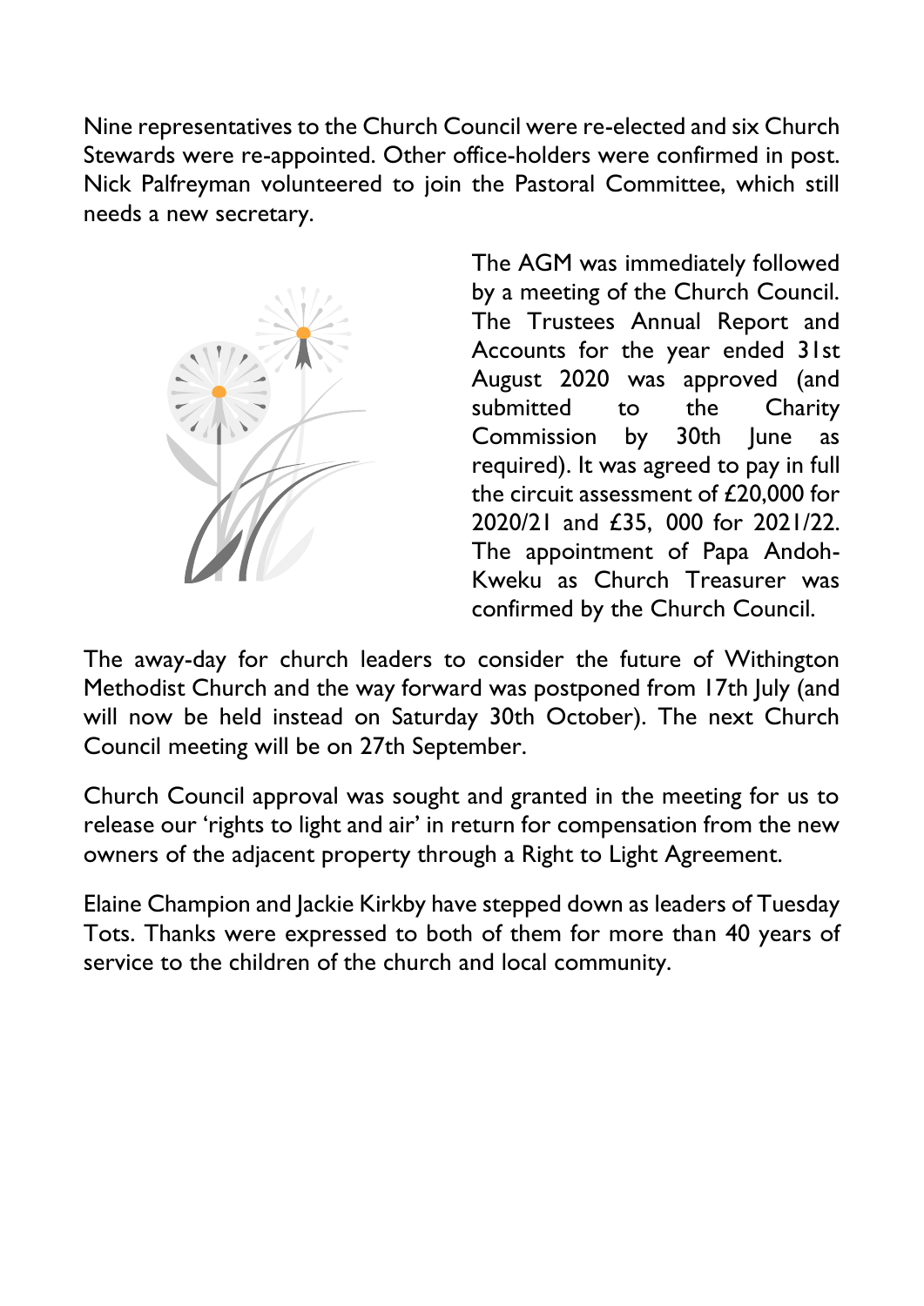Nine representatives to the Church Council were re-elected and six Church Stewards were re-appointed. Other office-holders were confirmed in post. Nick Palfreyman volunteered to join the Pastoral Committee, which still needs a new secretary.

The AGM was immediately followed by a meeting of the Church Council. The Trustees Annual Report and Accounts for the year ended 31st August 2020 was approved (and submitted to the Charity Commission by 30th June as required). It was agreed to pay in full the circuit assessment of £20,000 for 2020/21 and £35, 000 for 2021/22. The appointment of Papa Andoh-Kweku as Church Treasurer was confirmed by the Church Council.

The away-day for church leaders to consider the future of Withington Methodist Church and the way forward was postponed from 17th July (and will now be held instead on Saturday 30th October). The next Church Council meeting will be on 27th September.

Church Council approval was sought and granted in the meeting for us to release our 'rights to light and air' in return for compensation from the new owners of the adjacent property through a Right to Light Agreement.

Elaine Champion and Jackie Kirkby have stepped down as leaders of Tuesday Tots. Thanks were expressed to both of them for more than 40 years of service to the children of the church and local community.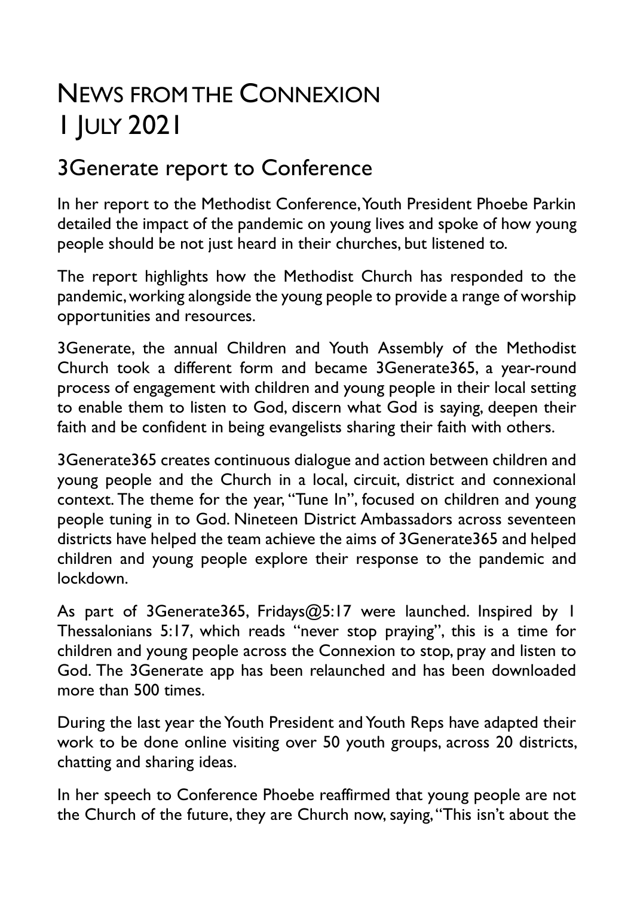# NEWS FROM THE CONNEXION
# 1 JULY 2021

## 3Generate report to Conference

In her report to the Methodist Conference, Youth President Phoebe Parkin detailed the impact of the pandemic on young lives and spoke of how young people should be not just heard in their churches, but listened to.

The report highlights how the Methodist Church has responded to the pandemic, working alongside the young people to provide a range of worship opportunities and resources.

3Generate, the annual Children and Youth Assembly of the Methodist Church took a different form and became 3Generate365, a year-round process of engagement with children and young people in their local setting to enable them to listen to God, discern what God is saying, deepen their faith and be confident in being evangelists sharing their faith with others.

3Generate365 creates continuous dialogue and action between children and young people and the Church in a local, circuit, district and connexional context. The theme for the year, "Tune In", focused on children and young people tuning in to God. Nineteen District Ambassadors across seventeen districts have helped the team achieve the aims of 3Generate365 and helped children and young people explore their response to the pandemic and lockdown.

As part of 3Generate365, Fridays@5:17 were launched. Inspired by 1 Thessalonians 5:17, which reads "never stop praying", this is a time for children and young people across the Connexion to stop, pray and listen to God. The 3Generate app has been relaunched and has been downloaded more than 500 times.

During the last year the Youth President and Youth Reps have adapted their work to be done online visiting over 50 youth groups, across 20 districts, chatting and sharing ideas.

In her speech to Conference Phoebe reaffirmed that young people are not the Church of the future, they are Church now, saying, "This isn't about the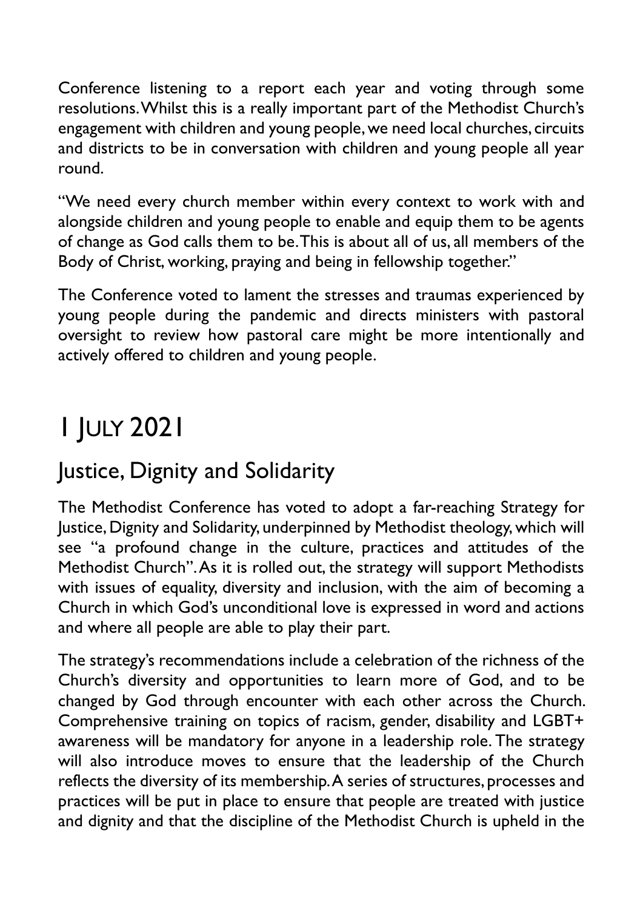Conference listening to a report each year and voting through some resolutions. Whilst this is a really important part of the Methodist Church's engagement with children and young people, we need local churches, circuits and districts to be in conversation with children and young people all year round.

"We need every church member within every context to work with and alongside children and young people to enable and equip them to be agents of change as God calls them to be. This is about all of us, all members of the Body of Christ, working, praying and being in fellowship together."

The Conference voted to lament the stresses and traumas experienced by young people during the pandemic and directs ministers with pastoral oversight to review how pastoral care might be more intentionally and actively offered to children and young people.

# 1 July 2021

## Justice, Dignity and Solidarity

The Methodist Conference has voted to adopt a far-reaching Strategy for Justice, Dignity and Solidarity, underpinned by Methodist theology, which will see "a profound change in the culture, practices and attitudes of the Methodist Church". As it is rolled out, the strategy will support Methodists with issues of equality, diversity and inclusion, with the aim of becoming a Church in which God's unconditional love is expressed in word and actions and where all people are able to play their part.

The strategy's recommendations include a celebration of the richness of the Church's diversity and opportunities to learn more of God, and to be changed by God through encounter with each other across the Church. Comprehensive training on topics of racism, gender, disability and LGBT+ awareness will be mandatory for anyone in a leadership role. The strategy will also introduce moves to ensure that the leadership of the Church reflects the diversity of its membership. A series of structures, processes and practices will be put in place to ensure that people are treated with justice and dignity and that the discipline of the Methodist Church is upheld in the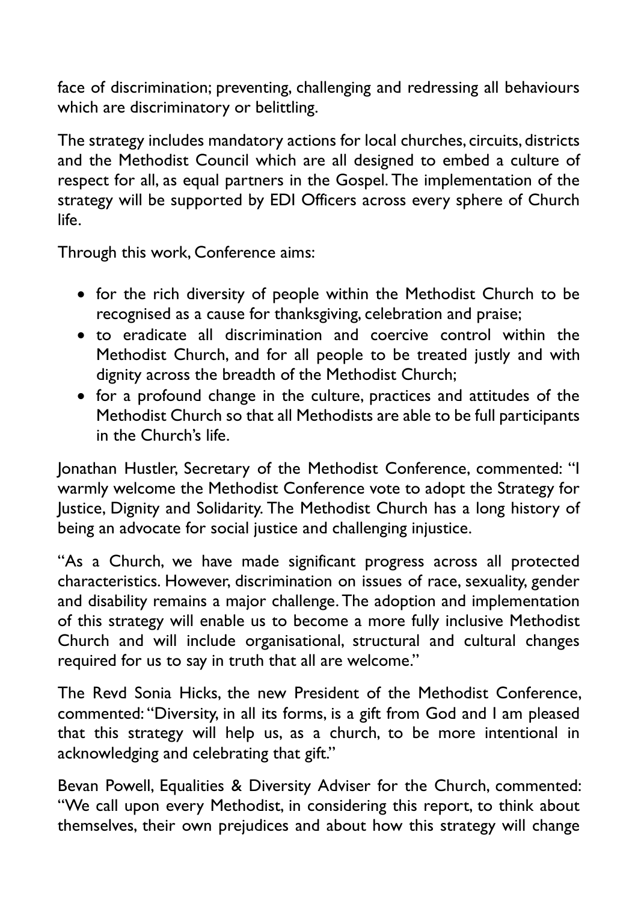face of discrimination; preventing, challenging and redressing all behaviours which are discriminatory or belittling.

The strategy includes mandatory actions for local churches, circuits, districts and the Methodist Council which are all designed to embed a culture of respect for all, as equal partners in the Gospel. The implementation of the strategy will be supported by EDI Officers across every sphere of Church life.

Through this work, Conference aims:

- for the rich diversity of people within the Methodist Church to be recognised as a cause for thanksgiving, celebration and praise;
- to eradicate all discrimination and coercive control within the Methodist Church, and for all people to be treated justly and with dignity across the breadth of the Methodist Church;
- for a profound change in the culture, practices and attitudes of the Methodist Church so that all Methodists are able to be full participants in the Church's life.

Jonathan Hustler, Secretary of the Methodist Conference, commented: "I warmly welcome the Methodist Conference vote to adopt the Strategy for Justice, Dignity and Solidarity. The Methodist Church has a long history of being an advocate for social justice and challenging injustice.

"As a Church, we have made significant progress across all protected characteristics. However, discrimination on issues of race, sexuality, gender and disability remains a major challenge. The adoption and implementation of this strategy will enable us to become a more fully inclusive Methodist Church and will include organisational, structural and cultural changes required for us to say in truth that all are welcome."

The Revd Sonia Hicks, the new President of the Methodist Conference, commented: "Diversity, in all its forms, is a gift from God and I am pleased that this strategy will help us, as a church, to be more intentional in acknowledging and celebrating that gift."

Bevan Powell, Equalities & Diversity Adviser for the Church, commented: "We call upon every Methodist, in considering this report, to think about themselves, their own prejudices and about how this strategy will change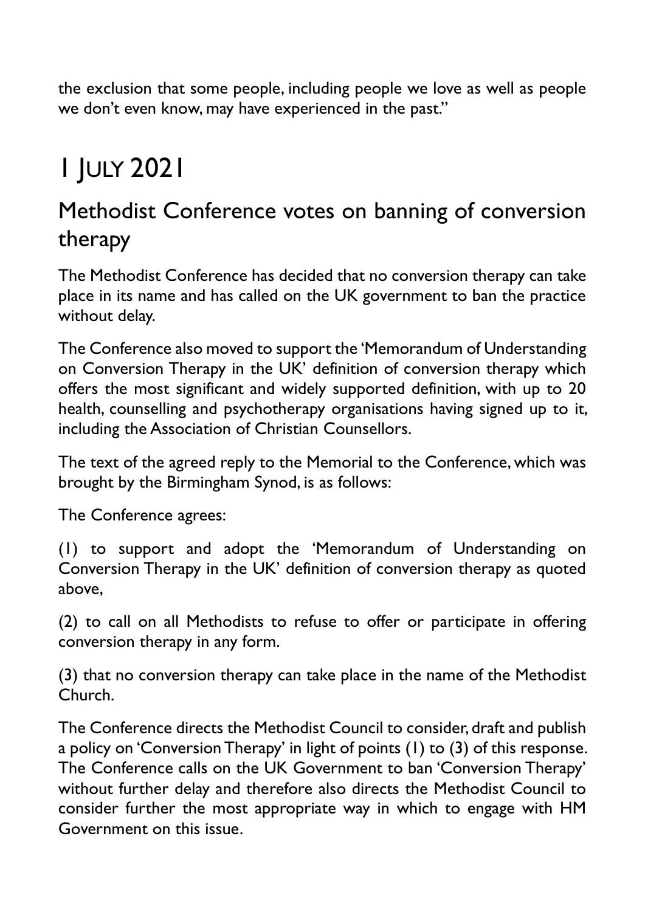the exclusion that some people, including people we love as well as people we don't even know, may have experienced in the past."

# 1 July 2021

## Methodist Conference votes on banning of conversion therapy

The Methodist Conference has decided that no conversion therapy can take place in its name and has called on the UK government to ban the practice without delay.

The Conference also moved to support the 'Memorandum of Understanding on Conversion Therapy in the UK' definition of conversion therapy which offers the most significant and widely supported definition, with up to 20 health, counselling and psychotherapy organisations having signed up to it, including the Association of Christian Counsellors.

The text of the agreed reply to the Memorial to the Conference, which was brought by the Birmingham Synod, is as follows:

The Conference agrees:

(1) to support and adopt the 'Memorandum of Understanding on Conversion Therapy in the UK' definition of conversion therapy as quoted above,

(2) to call on all Methodists to refuse to offer or participate in offering conversion therapy in any form.

(3) that no conversion therapy can take place in the name of the Methodist Church.

The Conference directs the Methodist Council to consider, draft and publish a policy on 'Conversion Therapy' in light of points (1) to (3) of this response. The Conference calls on the UK Government to ban 'Conversion Therapy' without further delay and therefore also directs the Methodist Council to consider further the most appropriate way in which to engage with HM Government on this issue.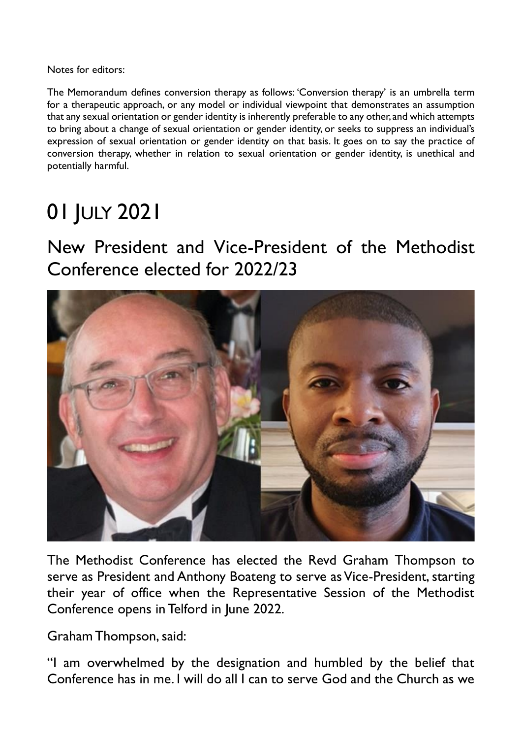Notes for editors:

The Memorandum defines conversion therapy as follows: 'Conversion therapy' is an umbrella term for a therapeutic approach, or any model or individual viewpoint that demonstrates an assumption that any sexual orientation or gender identity is inherently preferable to any other, and which attempts to bring about a change of sexual orientation or gender identity, or seeks to suppress an individual's expression of sexual orientation or gender identity on that basis. It goes on to say the practice of conversion therapy, whether in relation to sexual orientation or gender identity, is unethical and potentially harmful.

# 01 July 2021

## New President and Vice-President of the Methodist Conference elected for 2022/23

The Methodist Conference has elected the Revd Graham Thompson to serve as President and Anthony Boateng to serve as Vice-President, starting their year of office when the Representative Session of the Methodist Conference opens in Telford in June 2022.

Graham Thompson, said:

"I am overwhelmed by the designation and humbled by the belief that Conference has in me. I will do all I can to serve God and the Church as we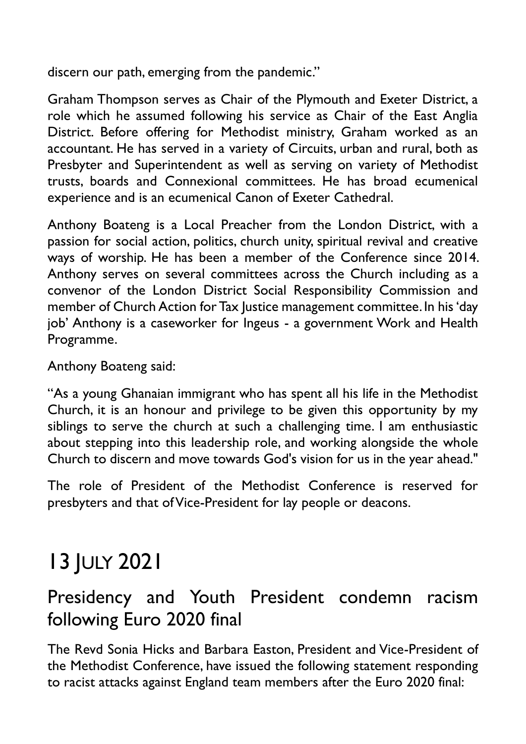discern our path, emerging from the pandemic."

Graham Thompson serves as Chair of the Plymouth and Exeter District, a role which he assumed following his service as Chair of the East Anglia District. Before offering for Methodist ministry, Graham worked as an accountant. He has served in a variety of Circuits, urban and rural, both as Presbyter and Superintendent as well as serving on variety of Methodist trusts, boards and Connexional committees. He has broad ecumenical experience and is an ecumenical Canon of Exeter Cathedral.

Anthony Boateng is a Local Preacher from the London District, with a passion for social action, politics, church unity, spiritual revival and creative ways of worship. He has been a member of the Conference since 2014. Anthony serves on several committees across the Church including as a convenor of the London District Social Responsibility Commission and member of Church Action for Tax Justice management committee. In his 'day job' Anthony is a caseworker for Ingeus - a government Work and Health Programme.

Anthony Boateng said:

"As a young Ghanaian immigrant who has spent all his life in the Methodist Church, it is an honour and privilege to be given this opportunity by my siblings to serve the church at such a challenging time. I am enthusiastic about stepping into this leadership role, and working alongside the whole Church to discern and move towards God's vision for us in the year ahead."

The role of President of the Methodist Conference is reserved for presbyters and that of Vice-President for lay people or deacons.

# 13 July 2021

## Presidency and Youth President condemn racism following Euro 2020 final

The Revd Sonia Hicks and Barbara Easton, President and Vice-President of the Methodist Conference, have issued the following statement responding to racist attacks against England team members after the Euro 2020 final: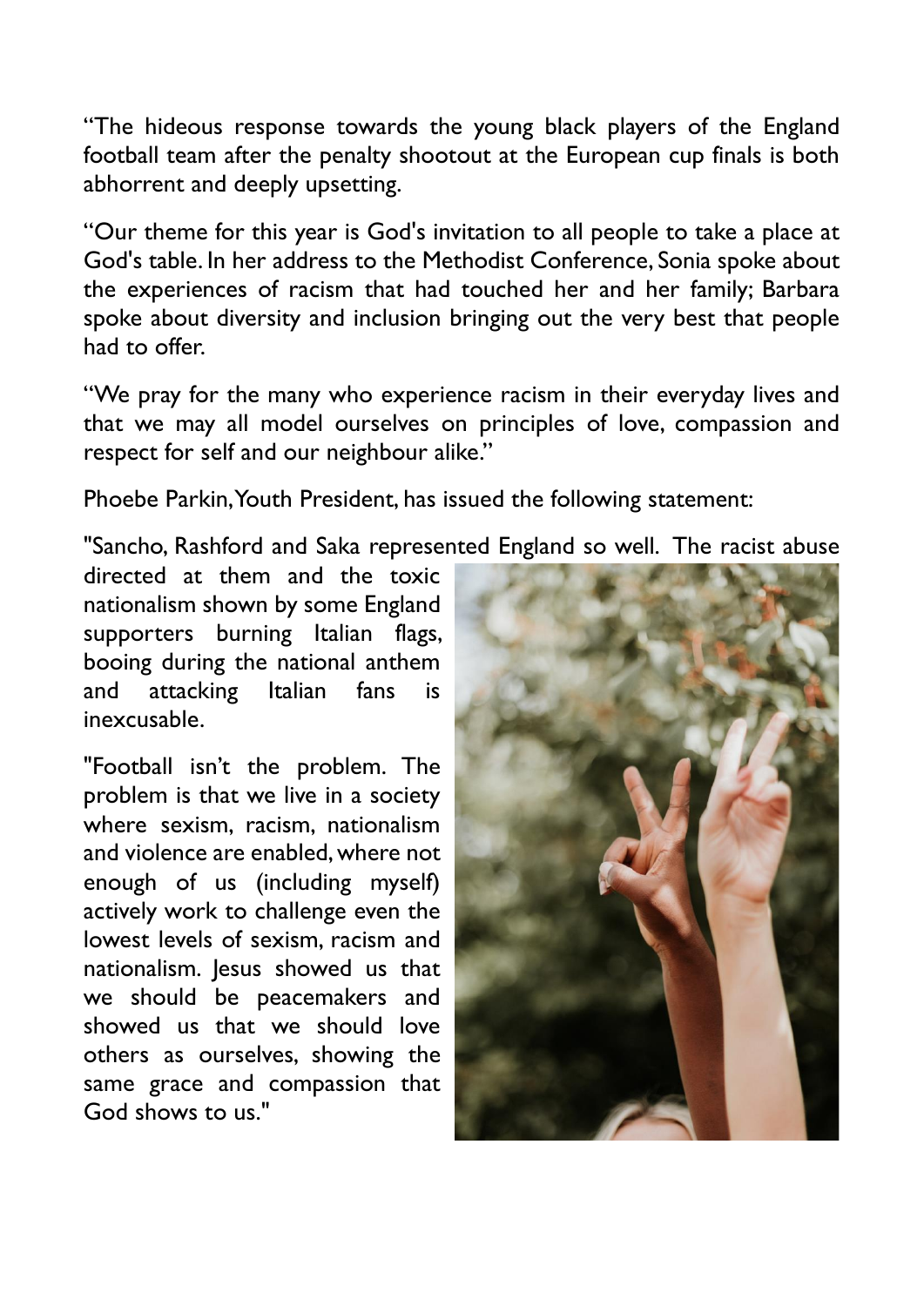"The hideous response towards the young black players of the England football team after the penalty shootout at the European cup finals is both abhorrent and deeply upsetting.

"Our theme for this year is God's invitation to all people to take a place at God's table. In her address to the Methodist Conference, Sonia spoke about the experiences of racism that had touched her and her family; Barbara spoke about diversity and inclusion bringing out the very best that people had to offer.

"We pray for the many who experience racism in their everyday lives and that we may all model ourselves on principles of love, compassion and respect for self and our neighbour alike."

Phoebe Parkin, Youth President, has issued the following statement:

"Sancho, Rashford and Saka represented England so well. The racist abuse directed at them and the toxic nationalism shown by some England supporters burning Italian flags, booing during the national anthem and attacking Italian fans is inexcusable.

"Football isn't the problem. The problem is that we live in a society where sexism, racism, nationalism and violence are enabled, where not enough of us (including myself) actively work to challenge even the lowest levels of sexism, racism and nationalism. Jesus showed us that we should be peacemakers and showed us that we should love others as ourselves, showing the same grace and compassion that God shows to us."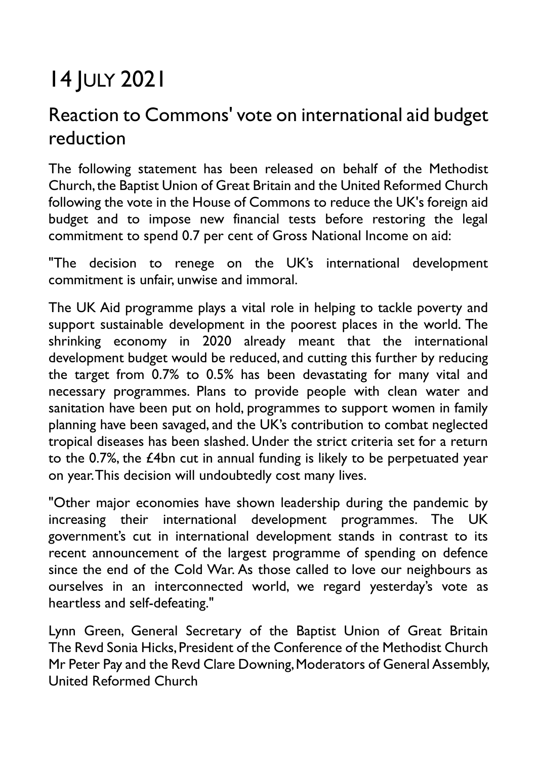# 14 July 2021

## Reaction to Commons' vote on international aid budget reduction

The following statement has been released on behalf of the Methodist Church, the Baptist Union of Great Britain and the United Reformed Church following the vote in the House of Commons to reduce the UK's foreign aid budget and to impose new financial tests before restoring the legal commitment to spend 0.7 per cent of Gross National Income on aid:

"The decision to renege on the UK's international development commitment is unfair, unwise and immoral.

The UK Aid programme plays a vital role in helping to tackle poverty and support sustainable development in the poorest places in the world. The shrinking economy in 2020 already meant that the international development budget would be reduced, and cutting this further by reducing the target from 0.7% to 0.5% has been devastating for many vital and necessary programmes. Plans to provide people with clean water and sanitation have been put on hold, programmes to support women in family planning have been savaged, and the UK's contribution to combat neglected tropical diseases has been slashed. Under the strict criteria set for a return to the 0.7%, the £4bn cut in annual funding is likely to be perpetuated year on year. This decision will undoubtedly cost many lives.

"Other major economies have shown leadership during the pandemic by increasing their international development programmes. The UK government's cut in international development stands in contrast to its recent announcement of the largest programme of spending on defence since the end of the Cold War. As those called to love our neighbours as ourselves in an interconnected world, we regard yesterday's vote as heartless and self-defeating."

Lynn Green, General Secretary of the Baptist Union of Great Britain
The Revd Sonia Hicks, President of the Conference of the Methodist Church
Mr Peter Pay and the Revd Clare Downing, Moderators of General Assembly, United Reformed Church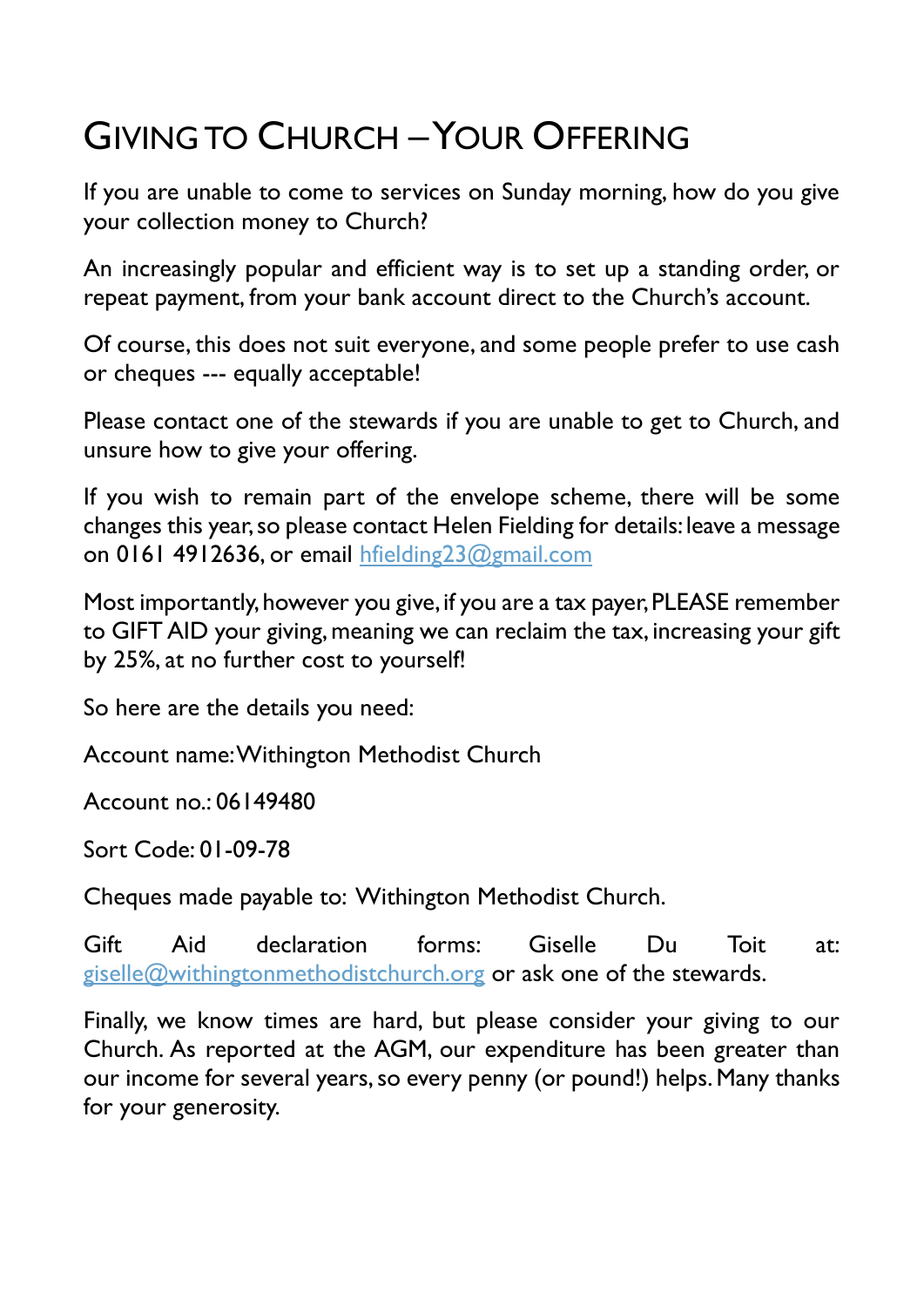# Giving to Church – Your Offering

If you are unable to come to services on Sunday morning, how do you give your collection money to Church?

An increasingly popular and efficient way is to set up a standing order, or repeat payment, from your bank account direct to the Church's account.

Of course, this does not suit everyone, and some people prefer to use cash or cheques --- equally acceptable!

Please contact one of the stewards if you are unable to get to Church, and unsure how to give your offering.

If you wish to remain part of the envelope scheme, there will be some changes this year, so please contact Helen Fielding for details: leave a message on 0161 4912636, or email hfielding23@gmail.com

Most importantly, however you give, if you are a tax payer, PLEASE remember to GIFT AID your giving, meaning we can reclaim the tax, increasing your gift by 25%, at no further cost to yourself!

So here are the details you need:

Account name: Withington Methodist Church

Account no.: 06149480

Sort Code: 01-09-78

Cheques made payable to: Withington Methodist Church.

Gift Aid declaration forms: Giselle Du Toit at: giselle@withingtonmethodistchurch.org or ask one of the stewards.

Finally, we know times are hard, but please consider your giving to our Church. As reported at the AGM, our expenditure has been greater than our income for several years, so every penny (or pound!) helps. Many thanks for your generosity.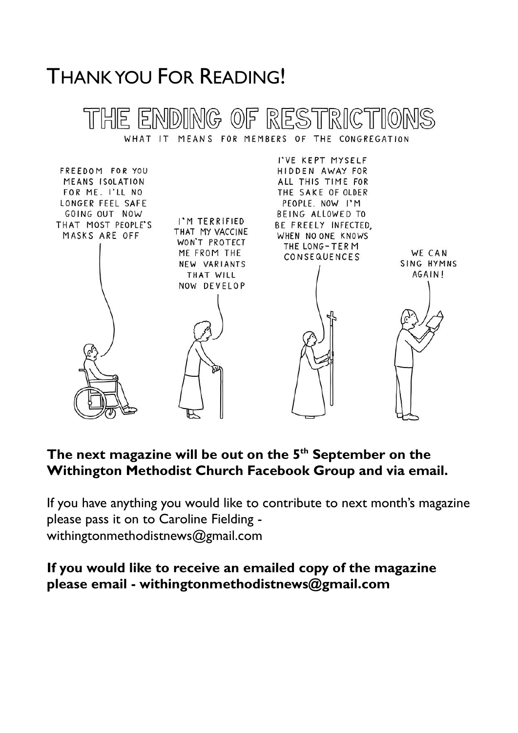# Thank you For Reading!

## THE ENDING OF RESTRICTIONS

WHAT IT MEANS FOR MEMBERS OF THE CONGREGATION

FREEDOM FOR YOU MEANS ISOLATION FOR ME. I'LL NO LONGER FEEL SAFE GOING OUT NOW THAT MOST PEOPLE'S MASKS ARE OFF

I'M TERRIFIED THAT MY VACCINE WON'T PROTECT ME FROM THE NEW VARIANTS THAT WILL NOW DEVELOP

I'VE KEPT MYSELF HIDDEN AWAY FOR ALL THIS TIME FOR THE SAKE OF OLDER PEOPLE. NOW I'M BEING ALLOWED TO BE FREELY INFECTED, WHEN NO ONE KNOWS THE LONG-TERM CONSEQUENCES

WE CAN SING HYMNS AGAIN!

**The next magazine will be out on the 5th September on the Withington Methodist Church Facebook Group and via email.**

If you have anything you would like to contribute to next month's magazine please pass it on to Caroline Fielding - withingtonmethodistnews@gmail.com

**If you would like to receive an emailed copy of the magazine please email - withingtonmethodistnews@gmail.com**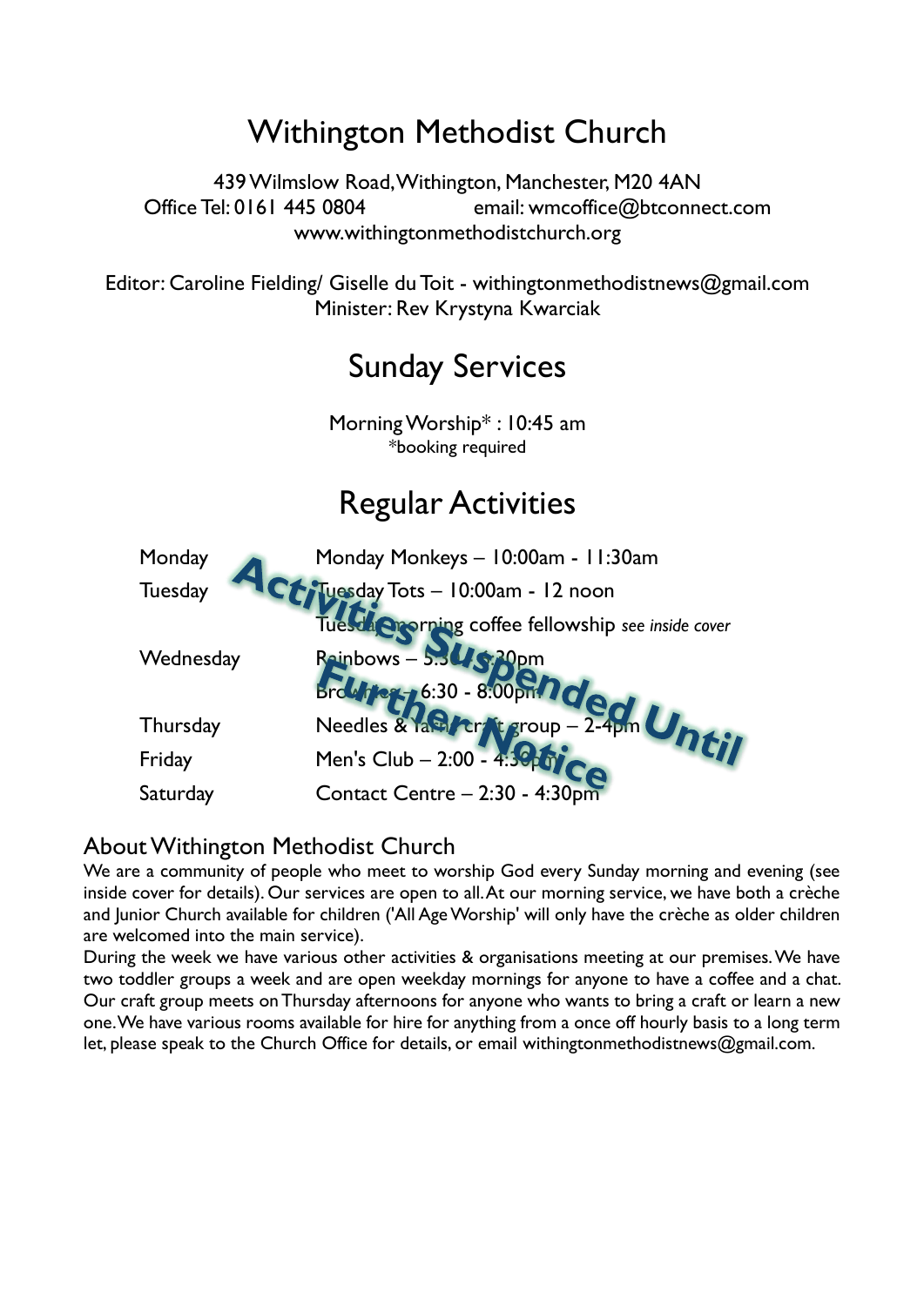# Withington Methodist Church

439 Wilmslow Road, Withington, Manchester, M20 4AN
Office Tel: 0161 445 0804 email: wmcoffice@btconnect.com
www.withingtonmethodistchurch.org

Editor: Caroline Fielding/ Giselle du Toit - withingtonmethodistnews@gmail.com
Minister: Rev Krystyna Kwarciak

## Sunday Services

Morning Worship* : 10:45 am
*booking required

## Regular Activities

**Activities Suspended Until Further Notice**

| | |
|---|---|
| Monday | Monday Monkeys – 10:00am - 11:30am |
| Tuesday | Tuesday Tots – 10:00am - 12 noon |
| | Tuesday morning coffee fellowship *see inside cover* |
| Wednesday | Rainbows – 5:30 - 6:30pm |
| | Brownies – 6:30 - 8:00pm |
| Thursday | Needles & Yarn craft group – 2-4pm |
| Friday | Men's Club – 2:00 - 4:30pm |
| Saturday | Contact Centre – 2:30 - 4:30pm |

### About Withington Methodist Church

We are a community of people who meet to worship God every Sunday morning and evening (see inside cover for details). Our services are open to all. At our morning service, we have both a crèche and Junior Church available for children ('All Age Worship' will only have the crèche as older children are welcomed into the main service).

During the week we have various other activities & organisations meeting at our premises. We have two toddler groups a week and are open weekday mornings for anyone to have a coffee and a chat. Our craft group meets on Thursday afternoons for anyone who wants to bring a craft or learn a new one. We have various rooms available for hire for anything from a once off hourly basis to a long term let, please speak to the Church Office for details, or email withingtonmethodistnews@gmail.com.